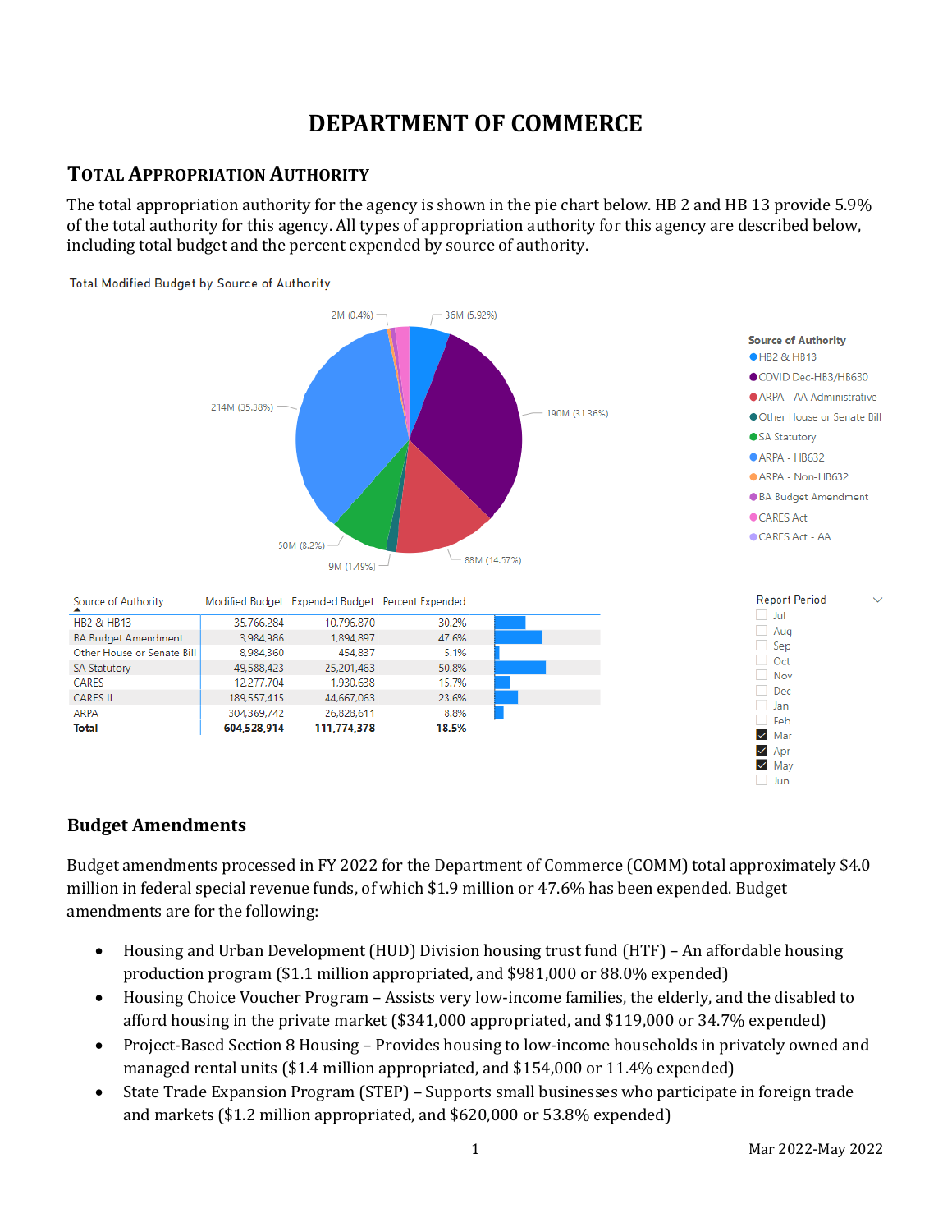# DEPARTMENT OF COMMERCE

## Total Appropriation Authority

The total appropriation authority for the agency is shown in the pie chart below. HB 2 and HB 13 provide 5.9% of the total authority for this agency. All types of appropriation authority for this agency are described below, including total budget and the percent expended by source of authority.

Total Modified Budget by Source of Authority

| Source of Authority | Modified Budget | Expended Budget | Percent Expended |
|---|---|---|---|
| HB2 & HB13 | 35,766,284 | 10,796,870 | 30.2% |
| BA Budget Amendment | 3,984,986 | 1,894,897 | 47.6% |
| Other House or Senate Bill | 8,984,360 | 454,837 | 5.1% |
| SA Statutory | 49,588,423 | 25,201,463 | 50.8% |
| CARES | 12,277,704 | 1,930,638 | 15.7% |
| CARES II | 189,557,415 | 44,667,063 | 23.6% |
| ARPA | 304,369,742 | 26,828,611 | 8.8% |
| **Total** | **604,528,914** | **111,774,378** | **18.5%** |

## Budget Amendments

Budget amendments processed in FY 2022 for the Department of Commerce (COMM) total approximately $4.0 million in federal special revenue funds, of which $1.9 million or 47.6% has been expended. Budget amendments are for the following:

- Housing and Urban Development (HUD) Division housing trust fund (HTF) – An affordable housing production program ($1.1 million appropriated, and $981,000 or 88.0% expended)
- Housing Choice Voucher Program – Assists very low-income families, the elderly, and the disabled to afford housing in the private market ($341,000 appropriated, and $119,000 or 34.7% expended)
- Project-Based Section 8 Housing – Provides housing to low-income households in privately owned and managed rental units ($1.4 million appropriated, and $154,000 or 11.4% expended)
- State Trade Expansion Program (STEP) – Supports small businesses who participate in foreign trade and markets ($1.2 million appropriated, and $620,000 or 53.8% expended)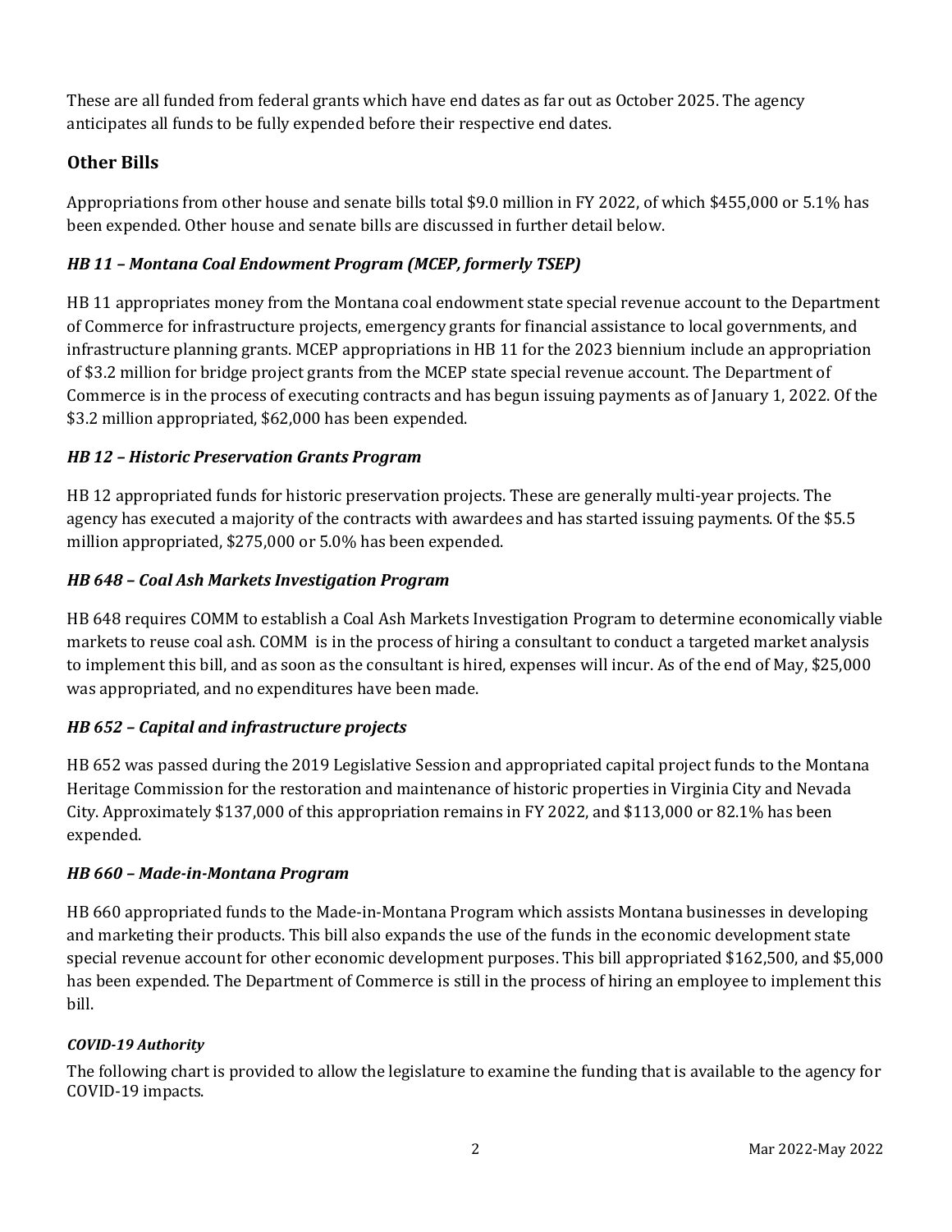These are all funded from federal grants which have end dates as far out as October 2025. The agency anticipates all funds to be fully expended before their respective end dates.

## Other Bills

Appropriations from other house and senate bills total $9.0 million in FY 2022, of which $455,000 or 5.1% has been expended. Other house and senate bills are discussed in further detail below.

### *HB 11 – Montana Coal Endowment Program (MCEP, formerly TSEP)*

HB 11 appropriates money from the Montana coal endowment state special revenue account to the Department of Commerce for infrastructure projects, emergency grants for financial assistance to local governments, and infrastructure planning grants. MCEP appropriations in HB 11 for the 2023 biennium include an appropriation of $3.2 million for bridge project grants from the MCEP state special revenue account. The Department of Commerce is in the process of executing contracts and has begun issuing payments as of January 1, 2022. Of the $3.2 million appropriated, $62,000 has been expended.

### *HB 12 – Historic Preservation Grants Program*

HB 12 appropriated funds for historic preservation projects. These are generally multi-year projects. The agency has executed a majority of the contracts with awardees and has started issuing payments. Of the $5.5 million appropriated, $275,000 or 5.0% has been expended.

### *HB 648 – Coal Ash Markets Investigation Program*

HB 648 requires COMM to establish a Coal Ash Markets Investigation Program to determine economically viable markets to reuse coal ash. COMM is in the process of hiring a consultant to conduct a targeted market analysis to implement this bill, and as soon as the consultant is hired, expenses will incur. As of the end of May, $25,000 was appropriated, and no expenditures have been made.

### *HB 652 – Capital and infrastructure projects*

HB 652 was passed during the 2019 Legislative Session and appropriated capital project funds to the Montana Heritage Commission for the restoration and maintenance of historic properties in Virginia City and Nevada City. Approximately $137,000 of this appropriation remains in FY 2022, and $113,000 or 82.1% has been expended.

### *HB 660 – Made-in-Montana Program*

HB 660 appropriated funds to the Made-in-Montana Program which assists Montana businesses in developing and marketing their products. This bill also expands the use of the funds in the economic development state special revenue account for other economic development purposes. This bill appropriated $162,500, and $5,000 has been expended. The Department of Commerce is still in the process of hiring an employee to implement this bill.

#### *COVID-19 Authority*

The following chart is provided to allow the legislature to examine the funding that is available to the agency for COVID-19 impacts.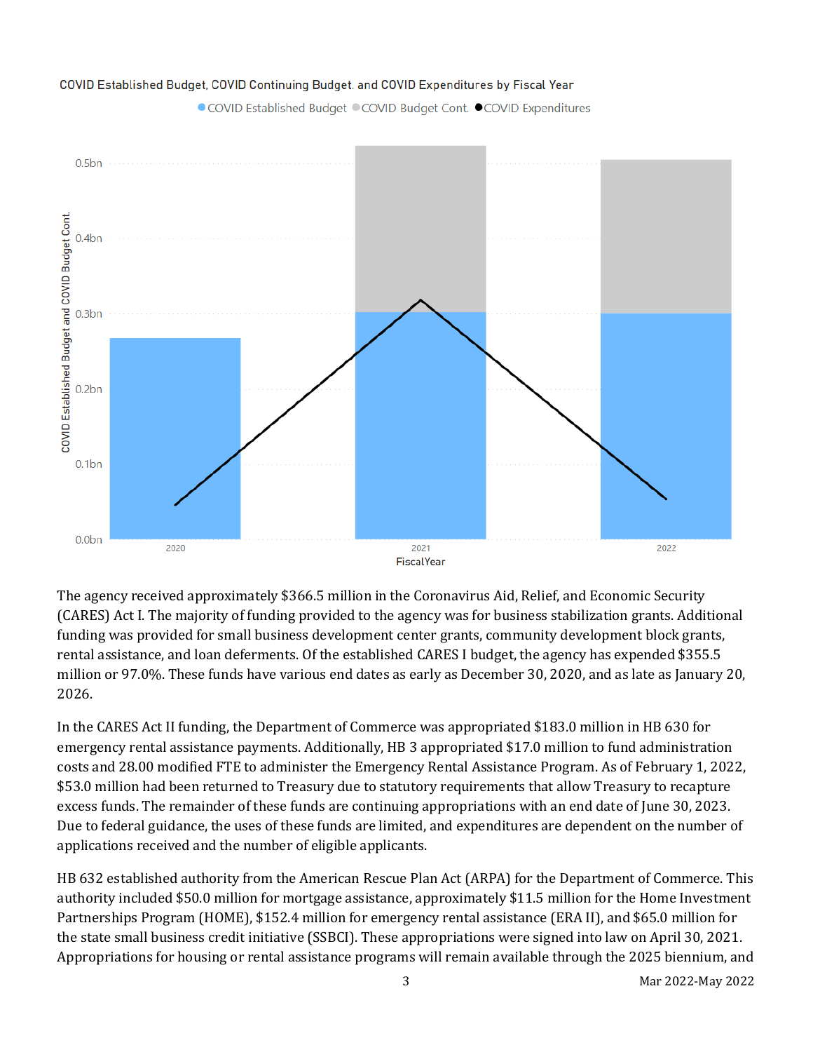COVID Established Budget, COVID Continuing Budget, and COVID Expenditures by Fiscal Year

The agency received approximately $366.5 million in the Coronavirus Aid, Relief, and Economic Security (CARES) Act I. The majority of funding provided to the agency was for business stabilization grants. Additional funding was provided for small business development center grants, community development block grants, rental assistance, and loan deferments. Of the established CARES I budget, the agency has expended $355.5 million or 97.0%. These funds have various end dates as early as December 30, 2020, and as late as January 20, 2026.

In the CARES Act II funding, the Department of Commerce was appropriated $183.0 million in HB 630 for emergency rental assistance payments. Additionally, HB 3 appropriated $17.0 million to fund administration costs and 28.00 modified FTE to administer the Emergency Rental Assistance Program. As of February 1, 2022, $53.0 million had been returned to Treasury due to statutory requirements that allow Treasury to recapture excess funds. The remainder of these funds are continuing appropriations with an end date of June 30, 2023. Due to federal guidance, the uses of these funds are limited, and expenditures are dependent on the number of applications received and the number of eligible applicants.

HB 632 established authority from the American Rescue Plan Act (ARPA) for the Department of Commerce. This authority included $50.0 million for mortgage assistance, approximately $11.5 million for the Home Investment Partnerships Program (HOME), $152.4 million for emergency rental assistance (ERA II), and $65.0 million for the state small business credit initiative (SSBCI). These appropriations were signed into law on April 30, 2021. Appropriations for housing or rental assistance programs will remain available through the 2025 biennium, and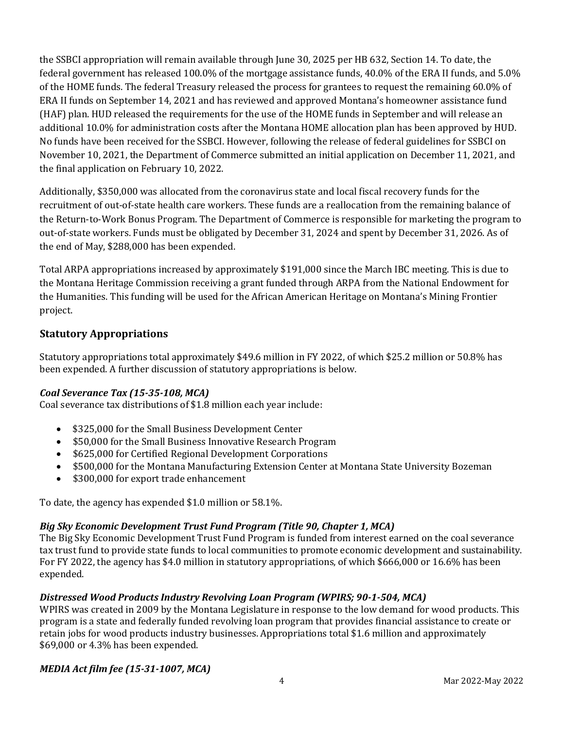the SSBCI appropriation will remain available through June 30, 2025 per HB 632, Section 14. To date, the federal government has released 100.0% of the mortgage assistance funds, 40.0% of the ERA II funds, and 5.0% of the HOME funds. The federal Treasury released the process for grantees to request the remaining 60.0% of ERA II funds on September 14, 2021 and has reviewed and approved Montana's homeowner assistance fund (HAF) plan. HUD released the requirements for the use of the HOME funds in September and will release an additional 10.0% for administration costs after the Montana HOME allocation plan has been approved by HUD. No funds have been received for the SSBCI. However, following the release of federal guidelines for SSBCI on November 10, 2021, the Department of Commerce submitted an initial application on December 11, 2021, and the final application on February 10, 2022.

Additionally, $350,000 was allocated from the coronavirus state and local fiscal recovery funds for the recruitment of out-of-state health care workers. These funds are a reallocation from the remaining balance of the Return-to-Work Bonus Program. The Department of Commerce is responsible for marketing the program to out-of-state workers. Funds must be obligated by December 31, 2024 and spent by December 31, 2026. As of the end of May, $288,000 has been expended.

Total ARPA appropriations increased by approximately $191,000 since the March IBC meeting. This is due to the Montana Heritage Commission receiving a grant funded through ARPA from the National Endowment for the Humanities. This funding will be used for the African American Heritage on Montana's Mining Frontier project.

## Statutory Appropriations

Statutory appropriations total approximately $49.6 million in FY 2022, of which $25.2 million or 50.8% has been expended. A further discussion of statutory appropriations is below.

***Coal Severance Tax (15-35-108, MCA)***

Coal severance tax distributions of $1.8 million each year include:

- $325,000 for the Small Business Development Center
- $50,000 for the Small Business Innovative Research Program
- $625,000 for Certified Regional Development Corporations
- $500,000 for the Montana Manufacturing Extension Center at Montana State University Bozeman
- $300,000 for export trade enhancement

To date, the agency has expended $1.0 million or 58.1%.

***Big Sky Economic Development Trust Fund Program (Title 90, Chapter 1, MCA)***

The Big Sky Economic Development Trust Fund Program is funded from interest earned on the coal severance tax trust fund to provide state funds to local communities to promote economic development and sustainability. For FY 2022, the agency has $4.0 million in statutory appropriations, of which $666,000 or 16.6% has been expended.

***Distressed Wood Products Industry Revolving Loan Program (WPIRS; 90-1-504, MCA)***

WPIRS was created in 2009 by the Montana Legislature in response to the low demand for wood products. This program is a state and federally funded revolving loan program that provides financial assistance to create or retain jobs for wood products industry businesses. Appropriations total $1.6 million and approximately $69,000 or 4.3% has been expended.

***MEDIA Act film fee (15-31-1007, MCA)***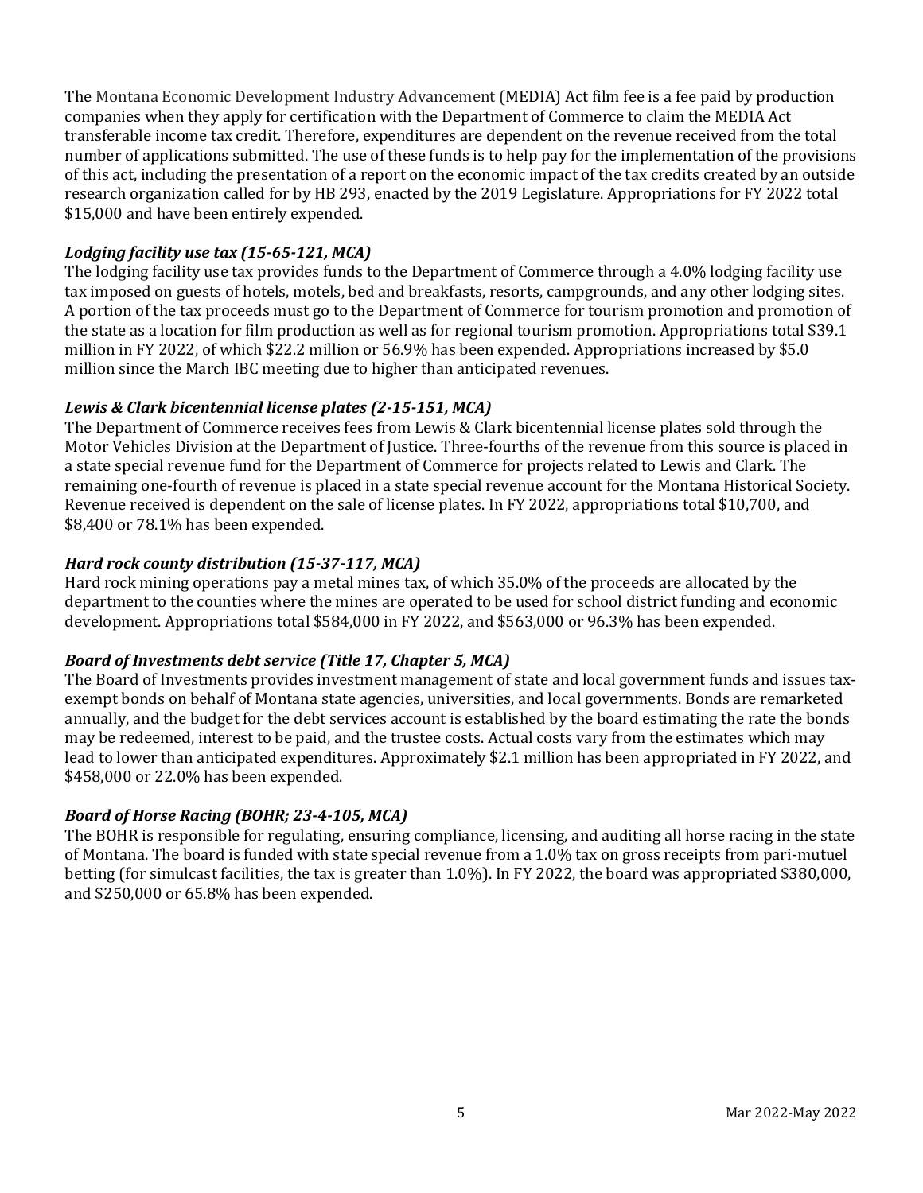The Montana Economic Development Industry Advancement (MEDIA) Act film fee is a fee paid by production companies when they apply for certification with the Department of Commerce to claim the MEDIA Act transferable income tax credit. Therefore, expenditures are dependent on the revenue received from the total number of applications submitted. The use of these funds is to help pay for the implementation of the provisions of this act, including the presentation of a report on the economic impact of the tax credits created by an outside research organization called for by HB 293, enacted by the 2019 Legislature. Appropriations for FY 2022 total $15,000 and have been entirely expended.

***Lodging facility use tax (15-65-121, MCA)***

The lodging facility use tax provides funds to the Department of Commerce through a 4.0% lodging facility use tax imposed on guests of hotels, motels, bed and breakfasts, resorts, campgrounds, and any other lodging sites. A portion of the tax proceeds must go to the Department of Commerce for tourism promotion and promotion of the state as a location for film production as well as for regional tourism promotion. Appropriations total $39.1 million in FY 2022, of which $22.2 million or 56.9% has been expended. Appropriations increased by $5.0 million since the March IBC meeting due to higher than anticipated revenues.

***Lewis & Clark bicentennial license plates (2-15-151, MCA)***

The Department of Commerce receives fees from Lewis & Clark bicentennial license plates sold through the Motor Vehicles Division at the Department of Justice. Three-fourths of the revenue from this source is placed in a state special revenue fund for the Department of Commerce for projects related to Lewis and Clark. The remaining one-fourth of revenue is placed in a state special revenue account for the Montana Historical Society. Revenue received is dependent on the sale of license plates. In FY 2022, appropriations total $10,700, and $8,400 or 78.1% has been expended.

***Hard rock county distribution (15-37-117, MCA)***

Hard rock mining operations pay a metal mines tax, of which 35.0% of the proceeds are allocated by the department to the counties where the mines are operated to be used for school district funding and economic development. Appropriations total $584,000 in FY 2022, and $563,000 or 96.3% has been expended.

***Board of Investments debt service (Title 17, Chapter 5, MCA)***

The Board of Investments provides investment management of state and local government funds and issues tax-exempt bonds on behalf of Montana state agencies, universities, and local governments. Bonds are remarketed annually, and the budget for the debt services account is established by the board estimating the rate the bonds may be redeemed, interest to be paid, and the trustee costs. Actual costs vary from the estimates which may lead to lower than anticipated expenditures. Approximately $2.1 million has been appropriated in FY 2022, and $458,000 or 22.0% has been expended.

***Board of Horse Racing (BOHR; 23-4-105, MCA)***

The BOHR is responsible for regulating, ensuring compliance, licensing, and auditing all horse racing in the state of Montana. The board is funded with state special revenue from a 1.0% tax on gross receipts from pari-mutuel betting (for simulcast facilities, the tax is greater than 1.0%). In FY 2022, the board was appropriated $380,000, and $250,000 or 65.8% has been expended.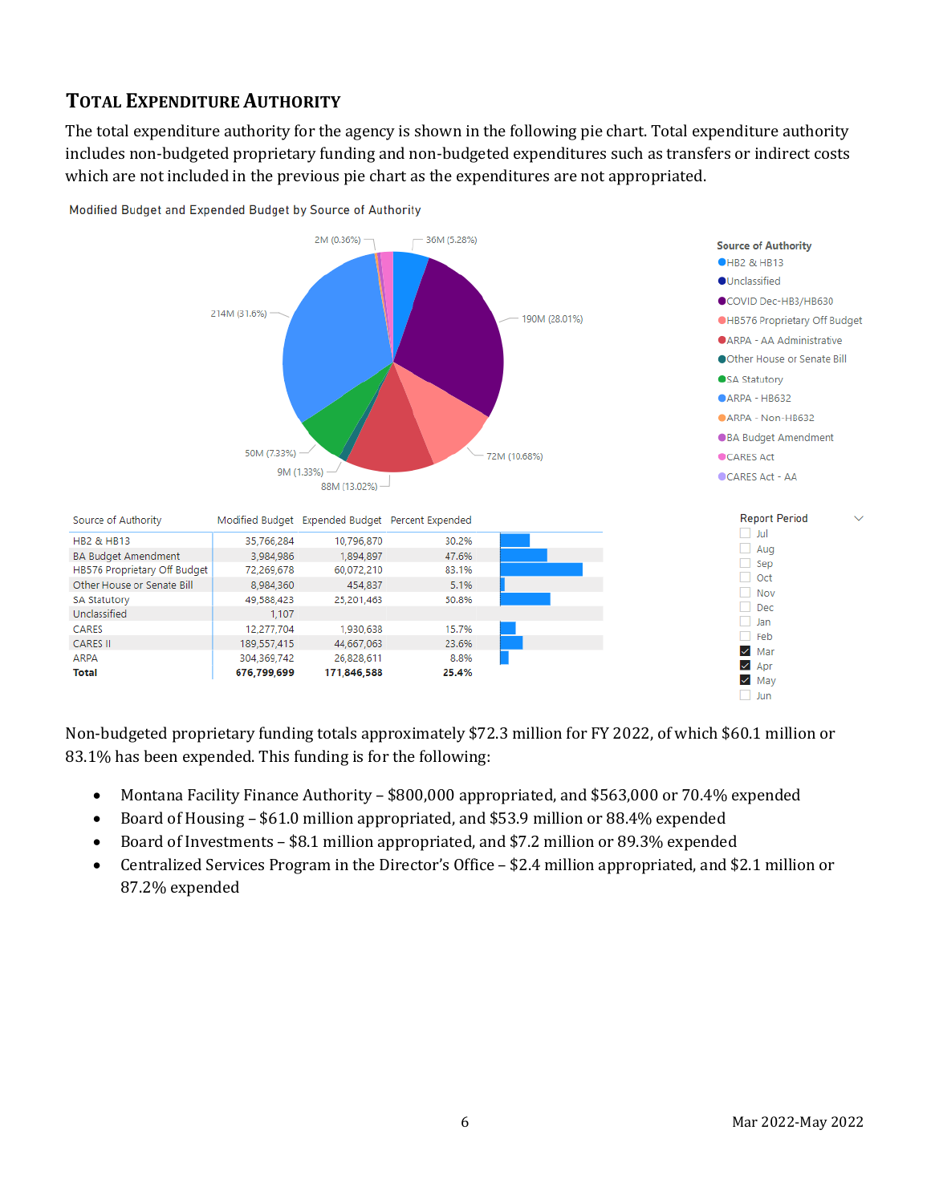## Total Expenditure Authority

The total expenditure authority for the agency is shown in the following pie chart. Total expenditure authority includes non-budgeted proprietary funding and non-budgeted expenditures such as transfers or indirect costs which are not included in the previous pie chart as the expenditures are not appropriated.

Modified Budget and Expended Budget by Source of Authority

| Source of Authority | Modified Budget | Expended Budget | Percent Expended |
|---|---|---|---|
| HB2 & HB13 | 35,766,284 | 10,796,870 | 30.2% |
| BA Budget Amendment | 3,984,986 | 1,894,897 | 47.6% |
| HB576 Proprietary Off Budget | 72,269,678 | 60,072,210 | 83.1% |
| Other House or Senate Bill | 8,984,360 | 454,837 | 5.1% |
| SA Statutory | 49,588,423 | 25,201,463 | 50.8% |
| Unclassified | 1,107 | | |
| CARES | 12,277,704 | 1,930,638 | 15.7% |
| CARES II | 189,557,415 | 44,667,063 | 23.6% |
| ARPA | 304,369,742 | 26,828,611 | 8.8% |
| **Total** | **676,799,699** | **171,846,588** | **25.4%** |

Non-budgeted proprietary funding totals approximately $72.3 million for FY 2022, of which $60.1 million or 83.1% has been expended. This funding is for the following:

- Montana Facility Finance Authority – $800,000 appropriated, and $563,000 or 70.4% expended
- Board of Housing – $61.0 million appropriated, and $53.9 million or 88.4% expended
- Board of Investments – $8.1 million appropriated, and $7.2 million or 89.3% expended
- Centralized Services Program in the Director's Office – $2.4 million appropriated, and $2.1 million or 87.2% expended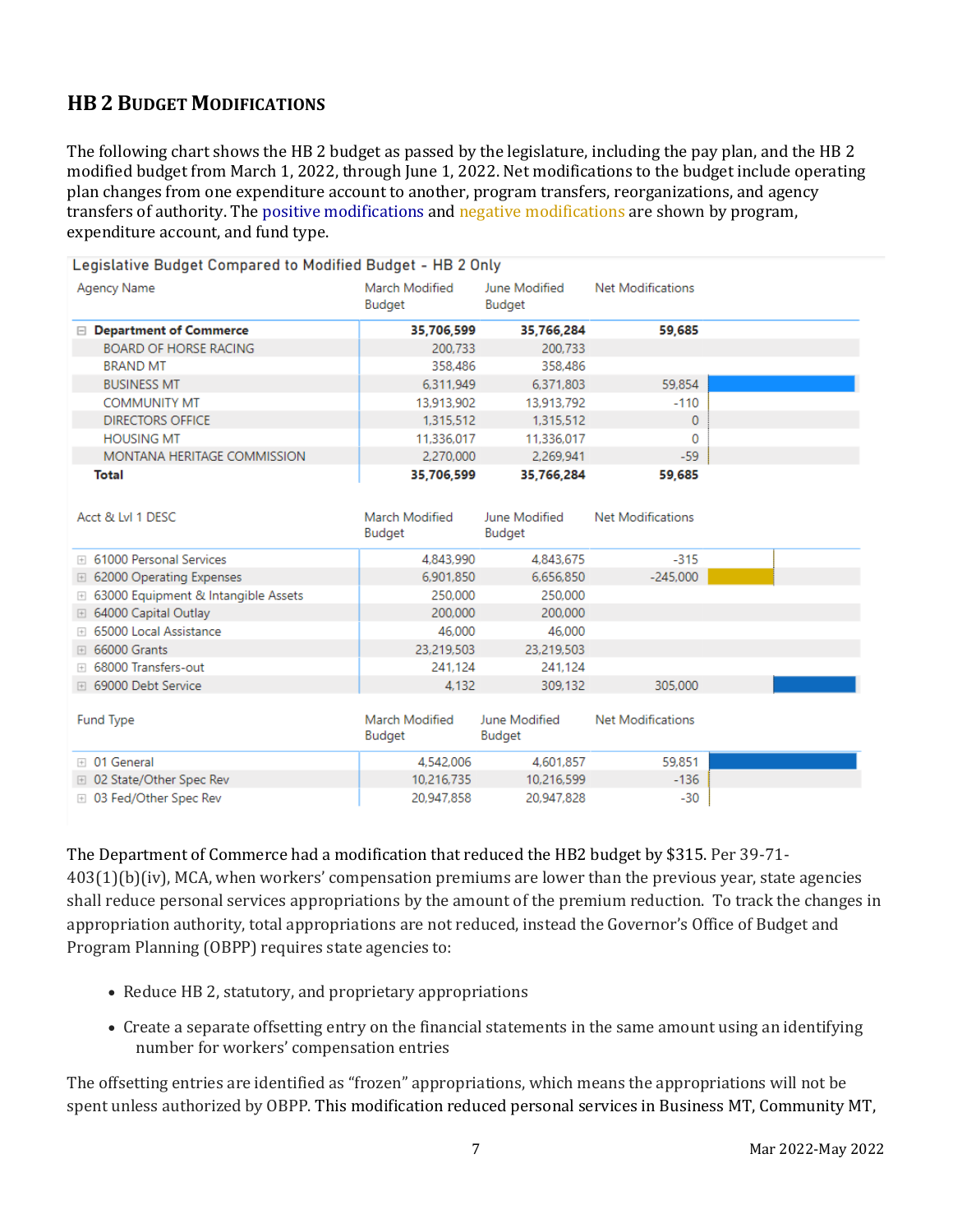## HB 2 Budget Modifications

The following chart shows the HB 2 budget as passed by the legislature, including the pay plan, and the HB 2 modified budget from March 1, 2022, through June 1, 2022. Net modifications to the budget include operating plan changes from one expenditure account to another, program transfers, reorganizations, and agency transfers of authority. The positive modifications and negative modifications are shown by program, expenditure account, and fund type.

**Legislative Budget Compared to Modified Budget - HB 2 Only**

| Agency Name | March Modified Budget | June Modified Budget | Net Modifications |
|---|---|---|---|
| **Department of Commerce** | **35,706,599** | **35,766,284** | **59,685** |
| BOARD OF HORSE RACING | 200,733 | 200,733 | |
| BRAND MT | 358,486 | 358,486 | |
| BUSINESS MT | 6,311,949 | 6,371,803 | 59,854 |
| COMMUNITY MT | 13,913,902 | 13,913,792 | -110 |
| DIRECTORS OFFICE | 1,315,512 | 1,315,512 | 0 |
| HOUSING MT | 11,336,017 | 11,336,017 | 0 |
| MONTANA HERITAGE COMMISSION | 2,270,000 | 2,269,941 | -59 |
| **Total** | **35,706,599** | **35,766,284** | **59,685** |

| Acct & Lvl 1 DESC | March Modified Budget | June Modified Budget | Net Modifications |
|---|---|---|---|
| 61000 Personal Services | 4,843,990 | 4,843,675 | -315 |
| 62000 Operating Expenses | 6,901,850 | 6,656,850 | -245,000 |
| 63000 Equipment & Intangible Assets | 250,000 | 250,000 | |
| 64000 Capital Outlay | 200,000 | 200,000 | |
| 65000 Local Assistance | 46,000 | 46,000 | |
| 66000 Grants | 23,219,503 | 23,219,503 | |
| 68000 Transfers-out | 241,124 | 241,124 | |
| 69000 Debt Service | 4,132 | 309,132 | 305,000 |

| Fund Type | March Modified Budget | June Modified Budget | Net Modifications |
|---|---|---|---|
| 01 General | 4,542,006 | 4,601,857 | 59,851 |
| 02 State/Other Spec Rev | 10,216,735 | 10,216,599 | -136 |
| 03 Fed/Other Spec Rev | 20,947,858 | 20,947,828 | -30 |

The Department of Commerce had a modification that reduced the HB2 budget by $315. Per 39-71-403(1)(b)(iv), MCA, when workers' compensation premiums are lower than the previous year, state agencies shall reduce personal services appropriations by the amount of the premium reduction. To track the changes in appropriation authority, total appropriations are not reduced, instead the Governor's Office of Budget and Program Planning (OBPP) requires state agencies to:

- Reduce HB 2, statutory, and proprietary appropriations
- Create a separate offsetting entry on the financial statements in the same amount using an identifying number for workers' compensation entries

The offsetting entries are identified as "frozen" appropriations, which means the appropriations will not be spent unless authorized by OBPP. This modification reduced personal services in Business MT, Community MT,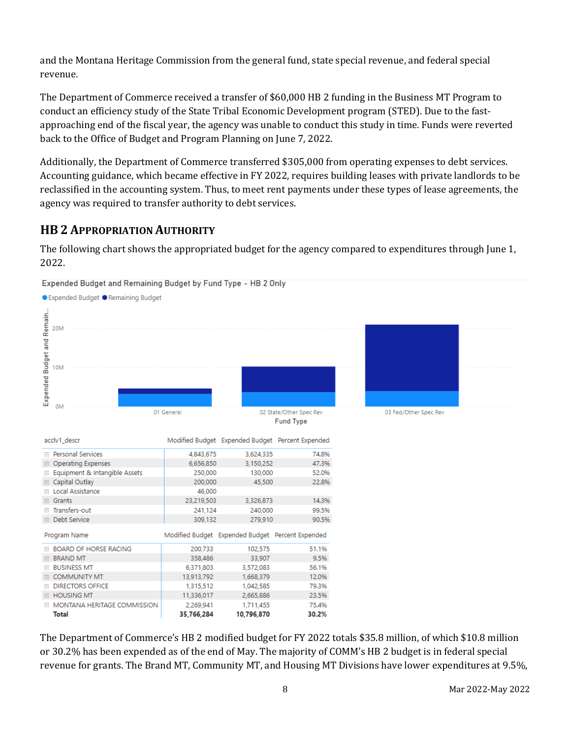and the Montana Heritage Commission from the general fund, state special revenue, and federal special revenue.

The Department of Commerce received a transfer of $60,000 HB 2 funding in the Business MT Program to conduct an efficiency study of the State Tribal Economic Development program (STED). Due to the fast-approaching end of the fiscal year, the agency was unable to conduct this study in time. Funds were reverted back to the Office of Budget and Program Planning on June 7, 2022.

Additionally, the Department of Commerce transferred $305,000 from operating expenses to debt services. Accounting guidance, which became effective in FY 2022, requires building leases with private landlords to be reclassified in the accounting system. Thus, to meet rent payments under these types of lease agreements, the agency was required to transfer authority to debt services.

## HB 2 Appropriation Authority

The following chart shows the appropriated budget for the agency compared to expenditures through June 1, 2022.

Expended Budget and Remaining Budget by Fund Type - HB 2 Only

| acclv1_descr | Modified Budget | Expended Budget | Percent Expended |
|---|---|---|---|
| Personal Services | 4,843,675 | 3,624,335 | 74.8% |
| Operating Expenses | 6,656,850 | 3,150,252 | 47.3% |
| Equipment & Intangible Assets | 250,000 | 130,000 | 52.0% |
| Capital Outlay | 200,000 | 45,500 | 22.8% |
| Local Assistance | 46,000 | | |
| Grants | 23,219,503 | 3,326,873 | 14.3% |
| Transfers-out | 241,124 | 240,000 | 99.5% |
| Debt Service | 309,132 | 279,910 | 90.5% |

| Program Name | Modified Budget | Expended Budget | Percent Expended |
|---|---|---|---|
| BOARD OF HORSE RACING | 200,733 | 102,575 | 51.1% |
| BRAND MT | 358,486 | 33,907 | 9.5% |
| BUSINESS MT | 6,371,803 | 3,572,083 | 56.1% |
| COMMUNITY MT | 13,913,792 | 1,668,379 | 12.0% |
| DIRECTORS OFFICE | 1,315,512 | 1,042,585 | 79.3% |
| HOUSING MT | 11,336,017 | 2,665,886 | 23.5% |
| MONTANA HERITAGE COMMISSION | 2,269,941 | 1,711,455 | 75.4% |
| **Total** | **35,766,284** | **10,796,870** | **30.2%** |

The Department of Commerce's HB 2 modified budget for FY 2022 totals $35.8 million, of which $10.8 million or 30.2% has been expended as of the end of May. The majority of COMM's HB 2 budget is in federal special revenue for grants. The Brand MT, Community MT, and Housing MT Divisions have lower expenditures at 9.5%,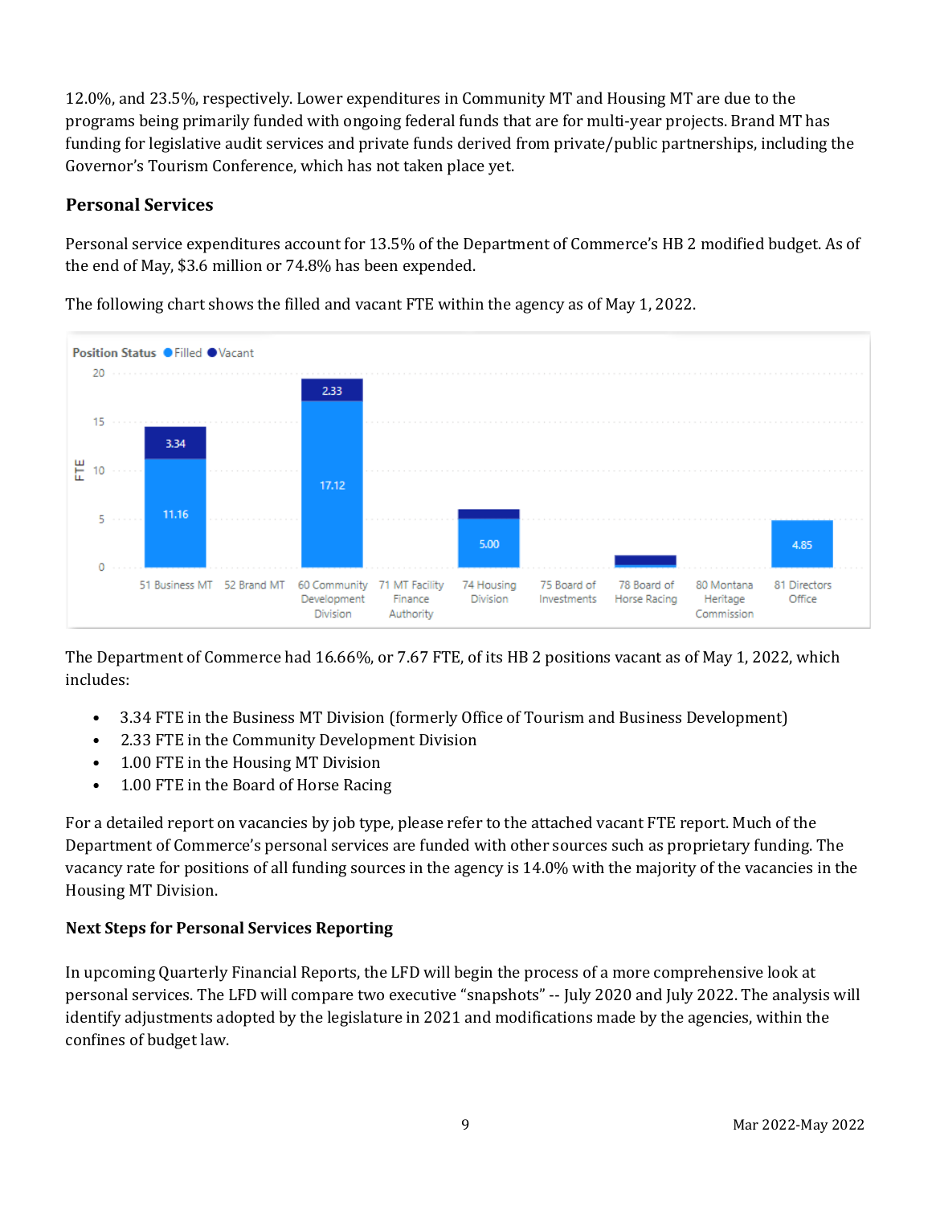12.0%, and 23.5%, respectively. Lower expenditures in Community MT and Housing MT are due to the programs being primarily funded with ongoing federal funds that are for multi-year projects. Brand MT has funding for legislative audit services and private funds derived from private/public partnerships, including the Governor's Tourism Conference, which has not taken place yet.

### Personal Services

Personal service expenditures account for 13.5% of the Department of Commerce's HB 2 modified budget. As of the end of May, $3.6 million or 74.8% has been expended.

The following chart shows the filled and vacant FTE within the agency as of May 1, 2022.

The Department of Commerce had 16.66%, or 7.67 FTE, of its HB 2 positions vacant as of May 1, 2022, which includes:

- 3.34 FTE in the Business MT Division (formerly Office of Tourism and Business Development)
- 2.33 FTE in the Community Development Division
- 1.00 FTE in the Housing MT Division
- 1.00 FTE in the Board of Horse Racing

For a detailed report on vacancies by job type, please refer to the attached vacant FTE report. Much of the Department of Commerce's personal services are funded with other sources such as proprietary funding. The vacancy rate for positions of all funding sources in the agency is 14.0% with the majority of the vacancies in the Housing MT Division.

### Next Steps for Personal Services Reporting

In upcoming Quarterly Financial Reports, the LFD will begin the process of a more comprehensive look at personal services. The LFD will compare two executive "snapshots" -- July 2020 and July 2022. The analysis will identify adjustments adopted by the legislature in 2021 and modifications made by the agencies, within the confines of budget law.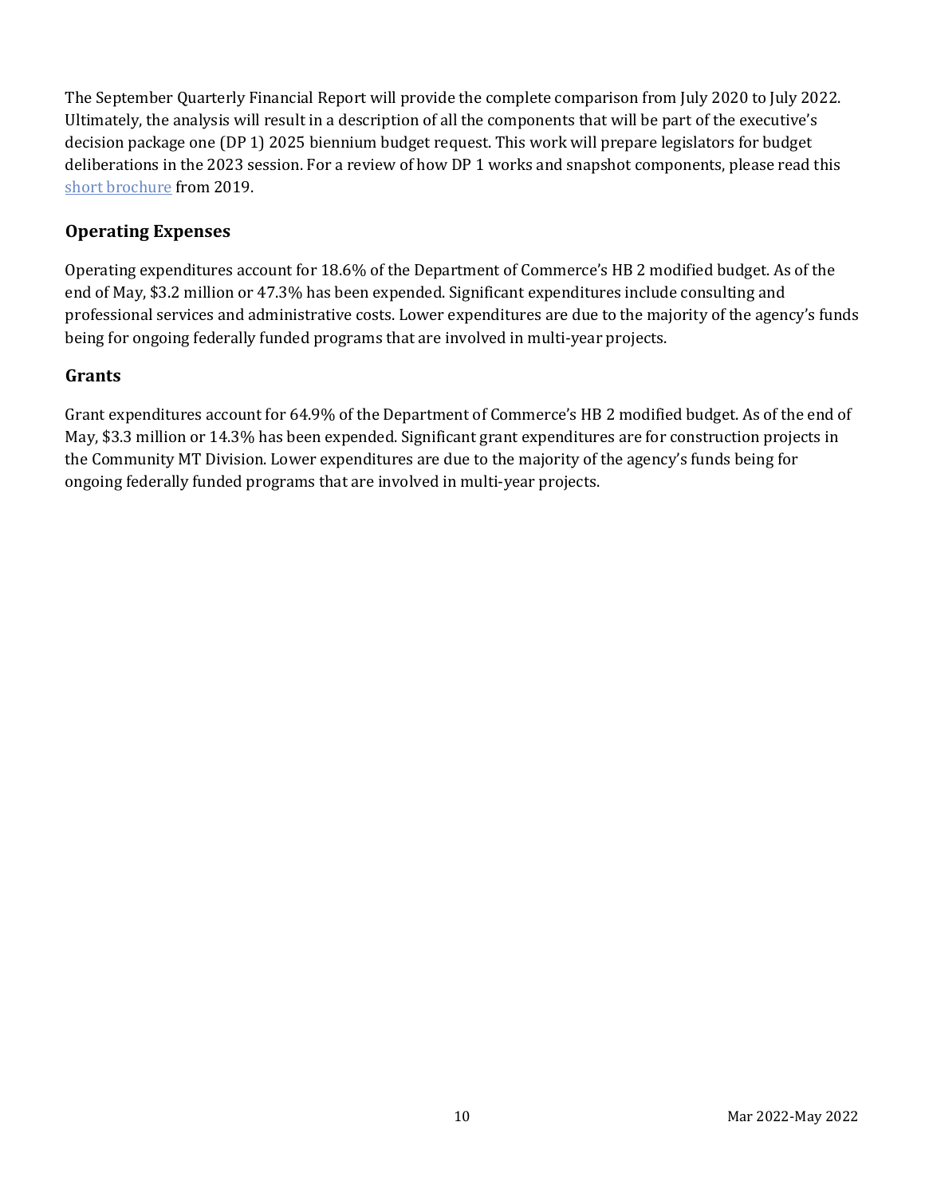The September Quarterly Financial Report will provide the complete comparison from July 2020 to July 2022. Ultimately, the analysis will result in a description of all the components that will be part of the executive's decision package one (DP 1) 2025 biennium budget request. This work will prepare legislators for budget deliberations in the 2023 session. For a review of how DP 1 works and snapshot components, please read this short brochure from 2019.

### Operating Expenses

Operating expenditures account for 18.6% of the Department of Commerce's HB 2 modified budget. As of the end of May, $3.2 million or 47.3% has been expended. Significant expenditures include consulting and professional services and administrative costs. Lower expenditures are due to the majority of the agency's funds being for ongoing federally funded programs that are involved in multi-year projects.

### Grants

Grant expenditures account for 64.9% of the Department of Commerce's HB 2 modified budget. As of the end of May, $3.3 million or 14.3% has been expended. Significant grant expenditures are for construction projects in the Community MT Division. Lower expenditures are due to the majority of the agency's funds being for ongoing federally funded programs that are involved in multi-year projects.